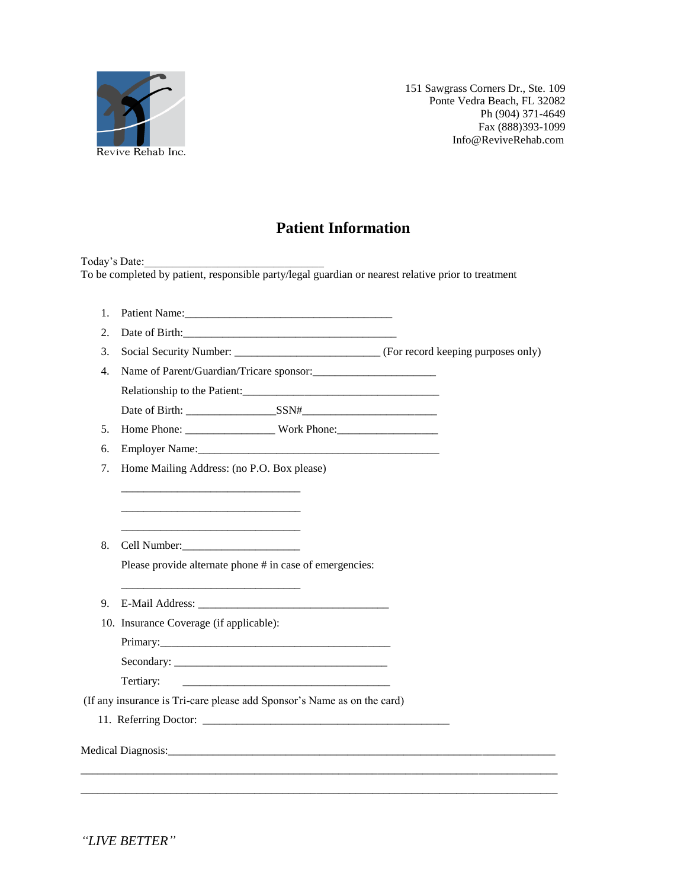Revive Rehab Inc.

151 Sawgrass Corners Dr., Ste. 109
Ponte Vedra Beach, FL 32082
Ph (904) 371-4649
Fax (888)393-1099
Info@ReviveRehab.com

# Patient Information

Today's Date:______________________________

To be completed by patient, responsible party/legal guardian or nearest relative prior to treatment

1. Patient Name:___________________________________
2. Date of Birth:____________________________________
3. Social Security Number: ________________________ (For record keeping purposes only)
4. Name of Parent/Guardian/Tricare sponsor:_____________________

   Relationship to the Patient:__________________________________

   Date of Birth: _______________SSN#______________________
5. Home Phone: _______________ Work Phone:_________________
6. Employer Name:________________________________________
7. Home Mailing Address: (no P.O. Box please)

   ______________________________

   ______________________________

   ______________________________
8. Cell Number:____________________

   Please provide alternate phone # in case of emergencies:

   ______________________________
9. E-Mail Address: _________________________________
10. Insurance Coverage (if applicable):

    Primary:_______________________________________

    Secondary: ____________________________________

    Tertiary: ____________________________________

(If any insurance is Tri-care please add Sponsor's Name as on the card)

11. Referring Doctor: ____________________________________________

Medical Diagnosis:_________________________________________________________________

_______________________________________________________________________________

_______________________________________________________________________________

*"LIVE BETTER"*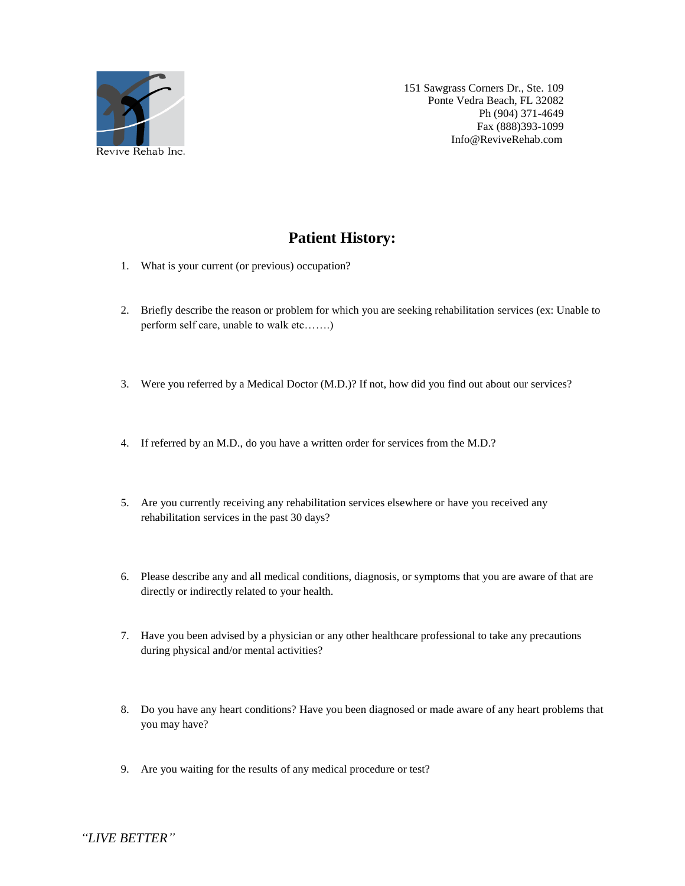Revive Rehab Inc.

151 Sawgrass Corners Dr., Ste. 109
Ponte Vedra Beach, FL 32082
Ph (904) 371-4649
Fax (888)393-1099
Info@ReviveRehab.com

# Patient History:

1. What is your current (or previous) occupation?

2. Briefly describe the reason or problem for which you are seeking rehabilitation services (ex: Unable to perform self care, unable to walk etc…….)

3. Were you referred by a Medical Doctor (M.D.)? If not, how did you find out about our services?

4. If referred by an M.D., do you have a written order for services from the M.D.?

5. Are you currently receiving any rehabilitation services elsewhere or have you received any rehabilitation services in the past 30 days?

6. Please describe any and all medical conditions, diagnosis, or symptoms that you are aware of that are directly or indirectly related to your health.

7. Have you been advised by a physician or any other healthcare professional to take any precautions during physical and/or mental activities?

8. Do you have any heart conditions? Have you been diagnosed or made aware of any heart problems that you may have?

9. Are you waiting for the results of any medical procedure or test?

*"LIVE BETTER"*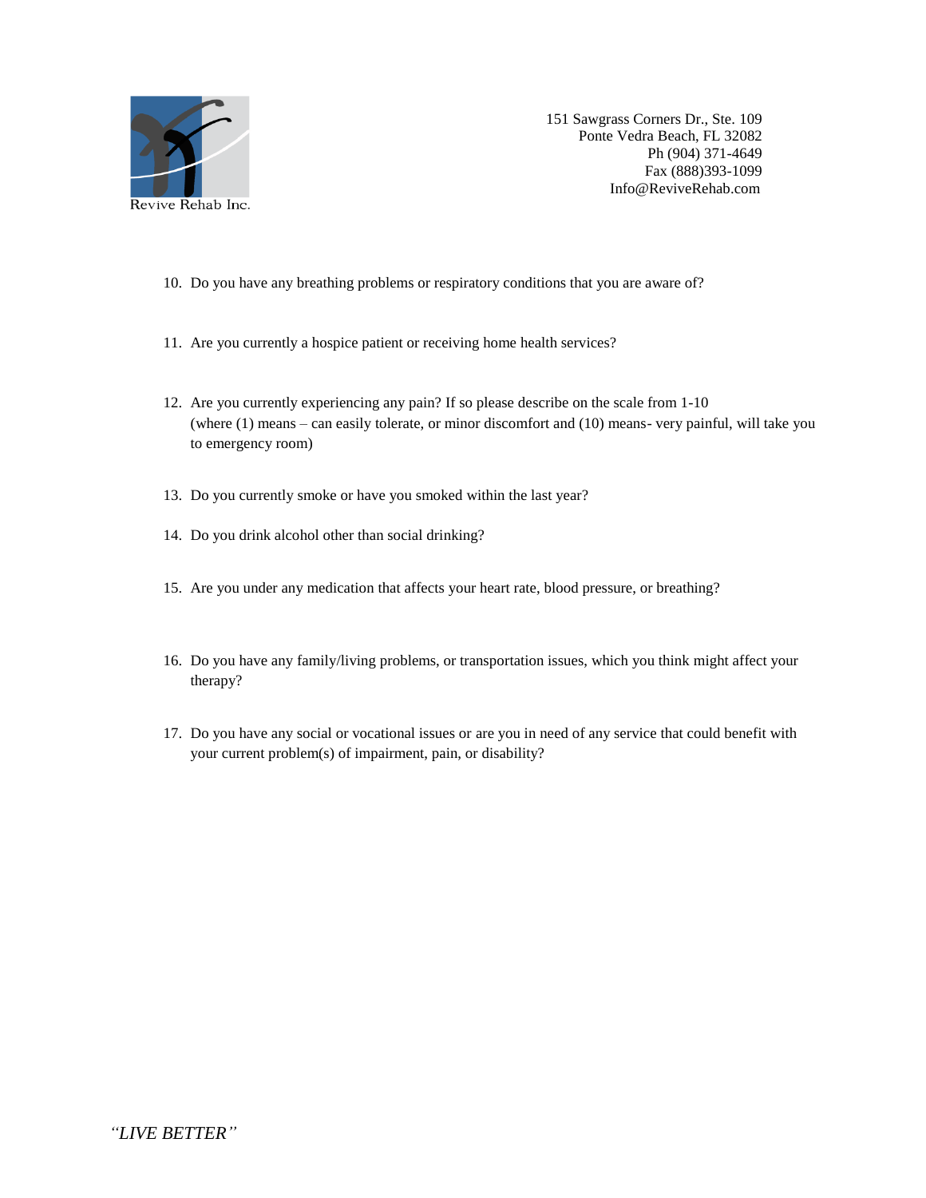Revive Rehab Inc.

151 Sawgrass Corners Dr., Ste. 109
Ponte Vedra Beach, FL 32082
Ph (904) 371-4649
Fax (888)393-1099
Info@ReviveRehab.com

10. Do you have any breathing problems or respiratory conditions that you are aware of?

11. Are you currently a hospice patient or receiving home health services?

12. Are you currently experiencing any pain? If so please describe on the scale from 1-10 (where (1) means – can easily tolerate, or minor discomfort and (10) means- very painful, will take you to emergency room)

13. Do you currently smoke or have you smoked within the last year?

14. Do you drink alcohol other than social drinking?

15. Are you under any medication that affects your heart rate, blood pressure, or breathing?

16. Do you have any family/living problems, or transportation issues, which you think might affect your therapy?

17. Do you have any social or vocational issues or are you in need of any service that could benefit with your current problem(s) of impairment, pain, or disability?

*"LIVE BETTER"*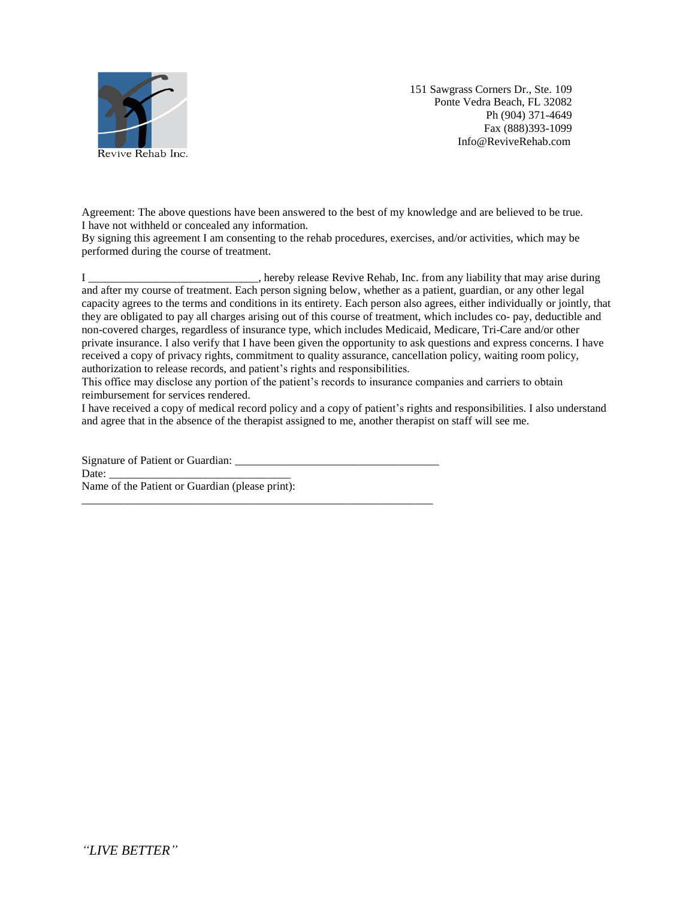Revive Rehab Inc.

151 Sawgrass Corners Dr., Ste. 109
Ponte Vedra Beach, FL 32082
Ph (904) 371-4649
Fax (888)393-1099
Info@ReviveRehab.com

Agreement: The above questions have been answered to the best of my knowledge and are believed to be true. I have not withheld or concealed any information.
By signing this agreement I am consenting to the rehab procedures, exercises, and/or activities, which may be performed during the course of treatment.

I ______________________________, hereby release Revive Rehab, Inc. from any liability that may arise during and after my course of treatment. Each person signing below, whether as a patient, guardian, or any other legal capacity agrees to the terms and conditions in its entirety. Each person also agrees, either individually or jointly, that they are obligated to pay all charges arising out of this course of treatment, which includes co- pay, deductible and non-covered charges, regardless of insurance type, which includes Medicaid, Medicare, Tri-Care and/or other private insurance. I also verify that I have been given the opportunity to ask questions and express concerns. I have received a copy of privacy rights, commitment to quality assurance, cancellation policy, waiting room policy, authorization to release records, and patient's rights and responsibilities.
This office may disclose any portion of the patient's records to insurance companies and carriers to obtain reimbursement for services rendered.
I have received a copy of medical record policy and a copy of patient's rights and responsibilities. I also understand and agree that in the absence of the therapist assigned to me, another therapist on staff will see me.

Signature of Patient or Guardian: ____________________________________
Date: _______________________________
Name of the Patient or Guardian (please print):
______________________________________________________________

*"LIVE BETTER"*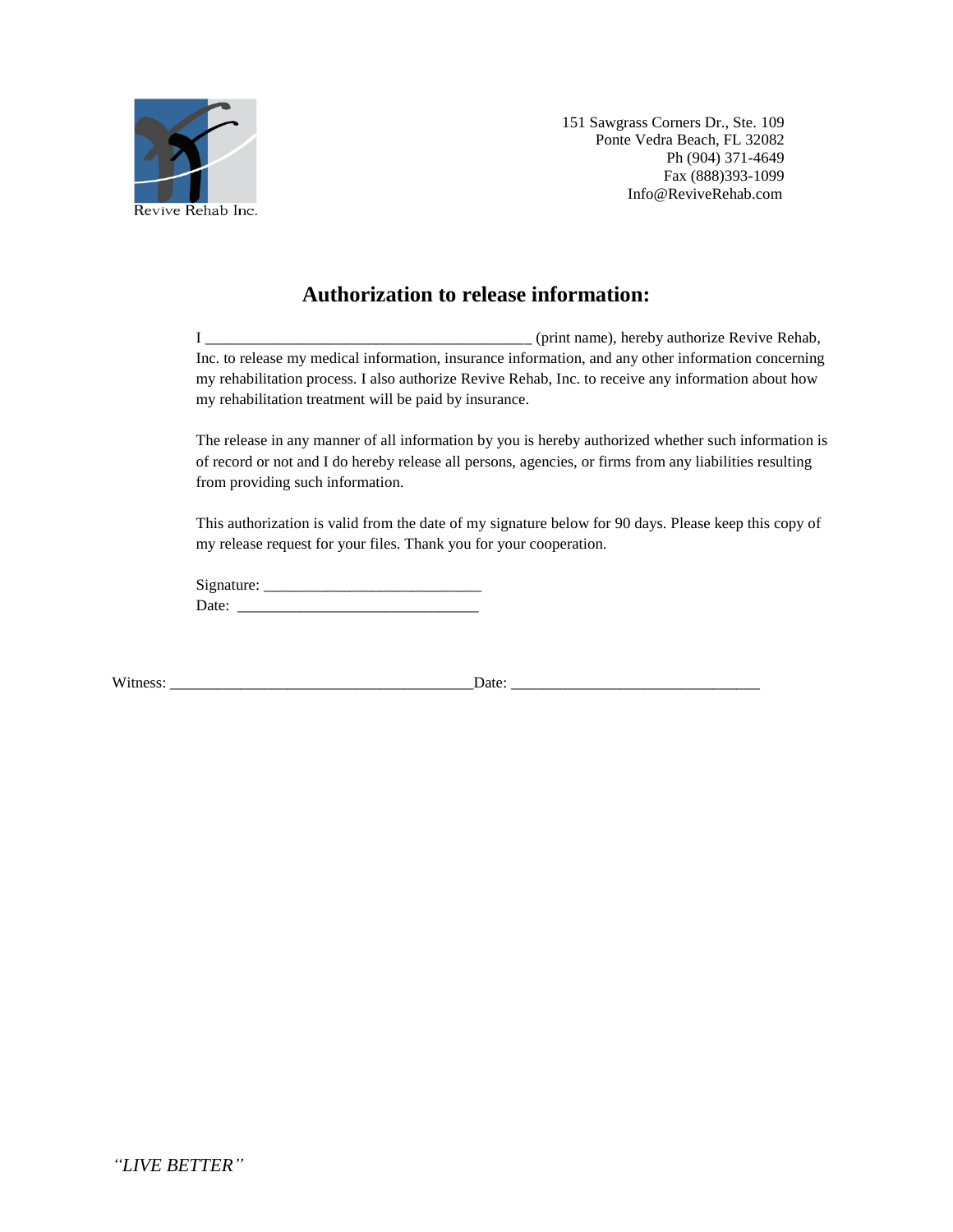Revive Rehab Inc.

151 Sawgrass Corners Dr., Ste. 109
Ponte Vedra Beach, FL 32082
Ph (904) 371-4649
Fax (888)393-1099
Info@ReviveRehab.com

## Authorization to release information:

I __________________________________________ (print name), hereby authorize Revive Rehab, Inc. to release my medical information, insurance information, and any other information concerning my rehabilitation process. I also authorize Revive Rehab, Inc. to receive any information about how my rehabilitation treatment will be paid by insurance.

The release in any manner of all information by you is hereby authorized whether such information is of record or not and I do hereby release all persons, agencies, or firms from any liabilities resulting from providing such information.

This authorization is valid from the date of my signature below for 90 days. Please keep this copy of my release request for your files. Thank you for your cooperation.

Signature: ____________________________
Date: _______________________________

Witness: _______________________________________Date: ________________________________

*"LIVE BETTER"*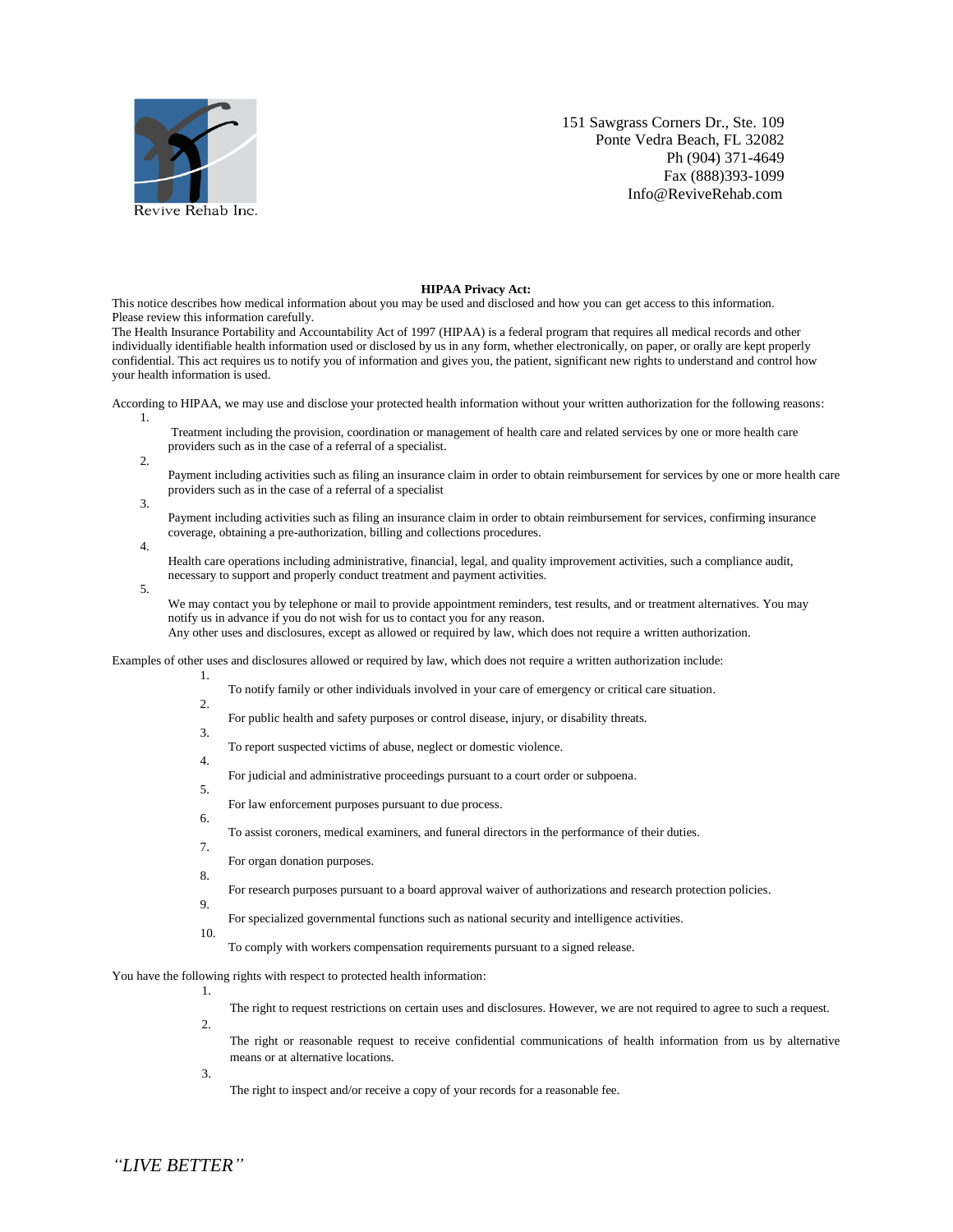Revive Rehab Inc.

151 Sawgrass Corners Dr., Ste. 109
Ponte Vedra Beach, FL 32082
Ph (904) 371-4649
Fax (888)393-1099
Info@ReviveRehab.com

**HIPAA Privacy Act:**

This notice describes how medical information about you may be used and disclosed and how you can get access to this information. Please review this information carefully.

The Health Insurance Portability and Accountability Act of 1997 (HIPAA) is a federal program that requires all medical records and other individually identifiable health information used or disclosed by us in any form, whether electronically, on paper, or orally are kept properly confidential. This act requires us to notify you of information and gives you, the patient, significant new rights to understand and control how your health information is used.

According to HIPAA, we may use and disclose your protected health information without your written authorization for the following reasons:

1. Treatment including the provision, coordination or management of health care and related services by one or more health care providers such as in the case of a referral of a specialist.
2. Payment including activities such as filing an insurance claim in order to obtain reimbursement for services by one or more health care providers such as in the case of a referral of a specialist
3. Payment including activities such as filing an insurance claim in order to obtain reimbursement for services, confirming insurance coverage, obtaining a pre-authorization, billing and collections procedures.
4. Health care operations including administrative, financial, legal, and quality improvement activities, such a compliance audit, necessary to support and properly conduct treatment and payment activities.
5. We may contact you by telephone or mail to provide appointment reminders, test results, and or treatment alternatives. You may notify us in advance if you do not wish for us to contact you for any reason.
   Any other uses and disclosures, except as allowed or required by law, which does not require a written authorization.

Examples of other uses and disclosures allowed or required by law, which does not require a written authorization include:

1. To notify family or other individuals involved in your care of emergency or critical care situation.
2. For public health and safety purposes or control disease, injury, or disability threats.
3. To report suspected victims of abuse, neglect or domestic violence.
4. For judicial and administrative proceedings pursuant to a court order or subpoena.
5. For law enforcement purposes pursuant to due process.
6. To assist coroners, medical examiners, and funeral directors in the performance of their duties.
7. For organ donation purposes.
8. For research purposes pursuant to a board approval waiver of authorizations and research protection policies.
9. For specialized governmental functions such as national security and intelligence activities.
10. To comply with workers compensation requirements pursuant to a signed release.

You have the following rights with respect to protected health information:

1. The right to request restrictions on certain uses and disclosures. However, we are not required to agree to such a request.
2. The right or reasonable request to receive confidential communications of health information from us by alternative means or at alternative locations.
3. The right to inspect and/or receive a copy of your records for a reasonable fee.

*"LIVE BETTER"*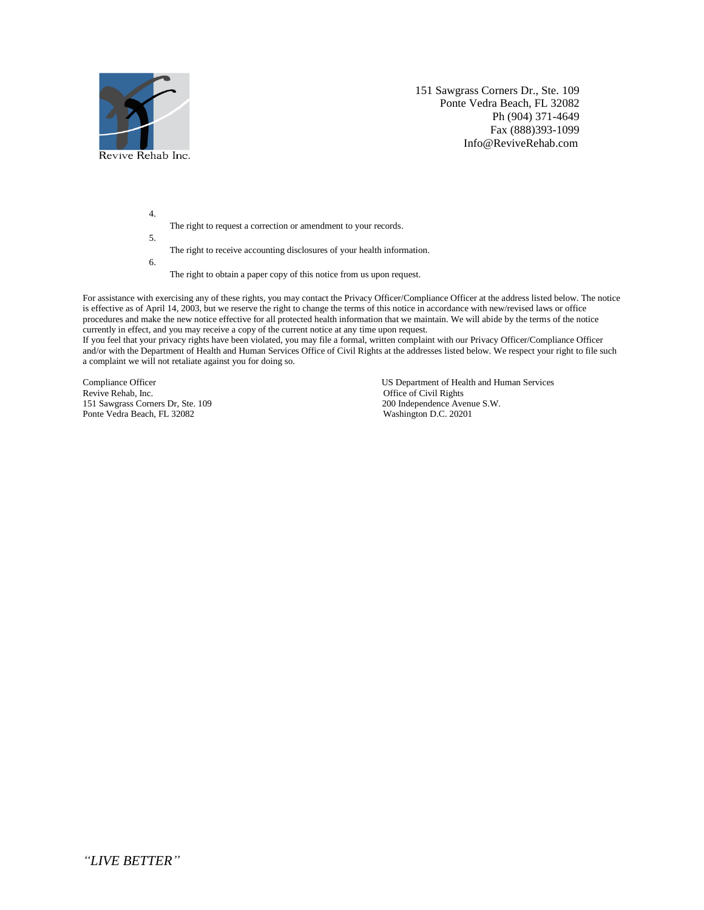Revive Rehab Inc.

151 Sawgrass Corners Dr., Ste. 109
Ponte Vedra Beach, FL 32082
Ph (904) 371-4649
Fax (888)393-1099
Info@ReviveRehab.com

4. The right to request a correction or amendment to your records.
5. The right to receive accounting disclosures of your health information.
6. The right to obtain a paper copy of this notice from us upon request.

For assistance with exercising any of these rights, you may contact the Privacy Officer/Compliance Officer at the address listed below. The notice is effective as of April 14, 2003, but we reserve the right to change the terms of this notice in accordance with new/revised laws or office procedures and make the new notice effective for all protected health information that we maintain. We will abide by the terms of the notice currently in effect, and you may receive a copy of the current notice at any time upon request.

If you feel that your privacy rights have been violated, you may file a formal, written complaint with our Privacy Officer/Compliance Officer and/or with the Department of Health and Human Services Office of Civil Rights at the addresses listed below. We respect your right to file such a complaint we will not retaliate against you for doing so.

Compliance Officer
Revive Rehab, Inc.
151 Sawgrass Corners Dr, Ste. 109
Ponte Vedra Beach, FL 32082

US Department of Health and Human Services
Office of Civil Rights
200 Independence Avenue S.W.
Washington D.C. 20201

*"LIVE BETTER"*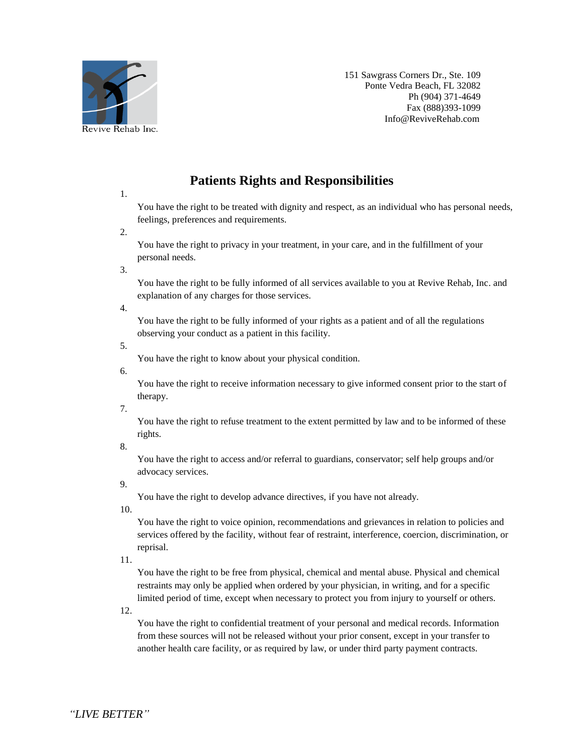Revive Rehab Inc.

151 Sawgrass Corners Dr., Ste. 109
Ponte Vedra Beach, FL 32082
Ph (904) 371-4649
Fax (888)393-1099
Info@ReviveRehab.com

# Patients Rights and Responsibilities

1. You have the right to be treated with dignity and respect, as an individual who has personal needs, feelings, preferences and requirements.
2. You have the right to privacy in your treatment, in your care, and in the fulfillment of your personal needs.
3. You have the right to be fully informed of all services available to you at Revive Rehab, Inc. and explanation of any charges for those services.
4. You have the right to be fully informed of your rights as a patient and of all the regulations observing your conduct as a patient in this facility.
5. You have the right to know about your physical condition.
6. You have the right to receive information necessary to give informed consent prior to the start of therapy.
7. You have the right to refuse treatment to the extent permitted by law and to be informed of these rights.
8. You have the right to access and/or referral to guardians, conservator; self help groups and/or advocacy services.
9. You have the right to develop advance directives, if you have not already.
10. You have the right to voice opinion, recommendations and grievances in relation to policies and services offered by the facility, without fear of restraint, interference, coercion, discrimination, or reprisal.
11. You have the right to be free from physical, chemical and mental abuse. Physical and chemical restraints may only be applied when ordered by your physician, in writing, and for a specific limited period of time, except when necessary to protect you from injury to yourself or others.
12. You have the right to confidential treatment of your personal and medical records. Information from these sources will not be released without your prior consent, except in your transfer to another health care facility, or as required by law, or under third party payment contracts.

*"LIVE BETTER"*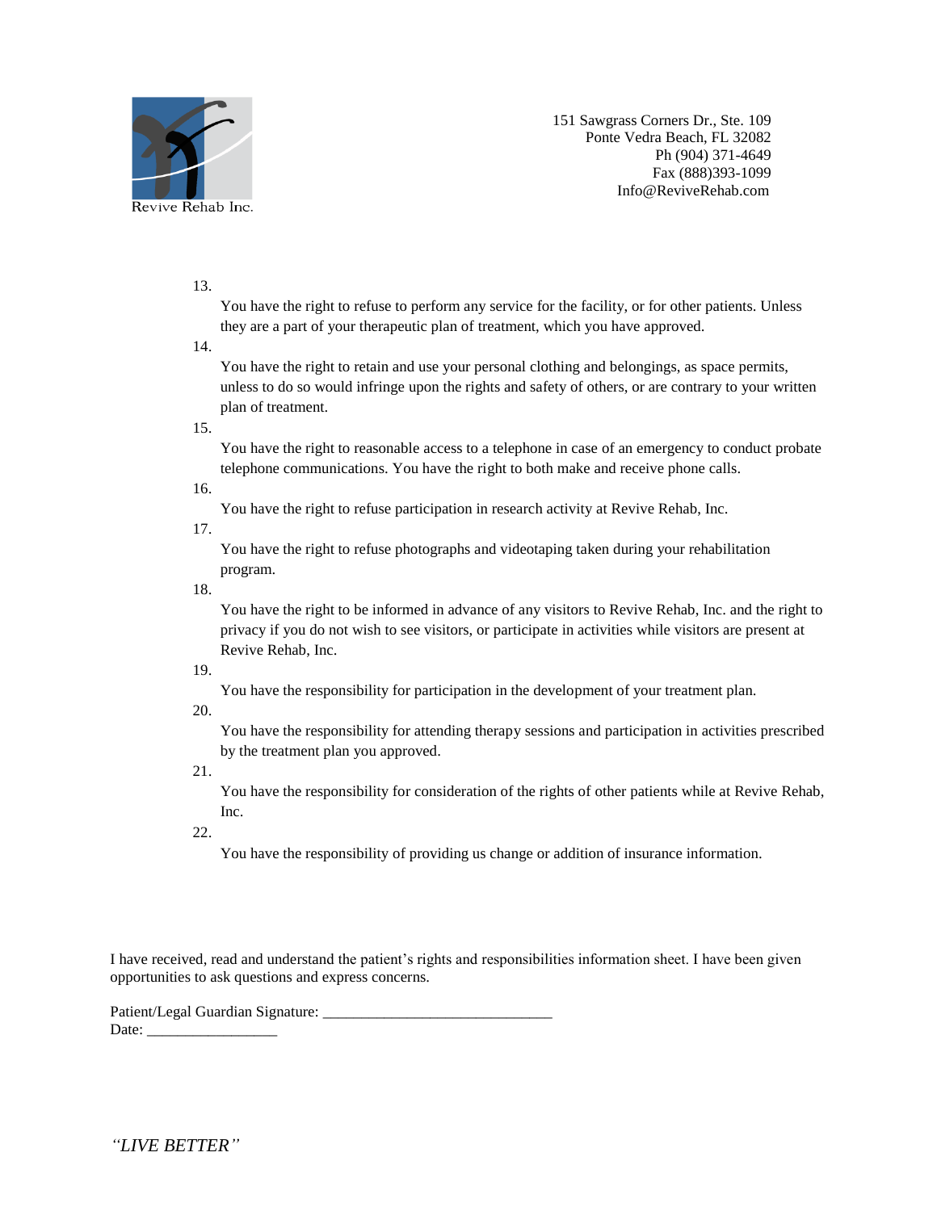Revive Rehab Inc.

151 Sawgrass Corners Dr., Ste. 109
Ponte Vedra Beach, FL 32082
Ph (904) 371-4649
Fax (888)393-1099
Info@ReviveRehab.com

13. You have the right to refuse to perform any service for the facility, or for other patients. Unless they are a part of your therapeutic plan of treatment, which you have approved.
14. You have the right to retain and use your personal clothing and belongings, as space permits, unless to do so would infringe upon the rights and safety of others, or are contrary to your written plan of treatment.
15. You have the right to reasonable access to a telephone in case of an emergency to conduct probate telephone communications. You have the right to both make and receive phone calls.
16. You have the right to refuse participation in research activity at Revive Rehab, Inc.
17. You have the right to refuse photographs and videotaping taken during your rehabilitation program.
18. You have the right to be informed in advance of any visitors to Revive Rehab, Inc. and the right to privacy if you do not wish to see visitors, or participate in activities while visitors are present at Revive Rehab, Inc.
19. You have the responsibility for participation in the development of your treatment plan.
20. You have the responsibility for attending therapy sessions and participation in activities prescribed by the treatment plan you approved.
21. You have the responsibility for consideration of the rights of other patients while at Revive Rehab, Inc.
22. You have the responsibility of providing us change or addition of insurance information.

I have received, read and understand the patient's rights and responsibilities information sheet. I have been given opportunities to ask questions and express concerns.

Patient/Legal Guardian Signature: ______________________________
Date: _________________

*"LIVE BETTER"*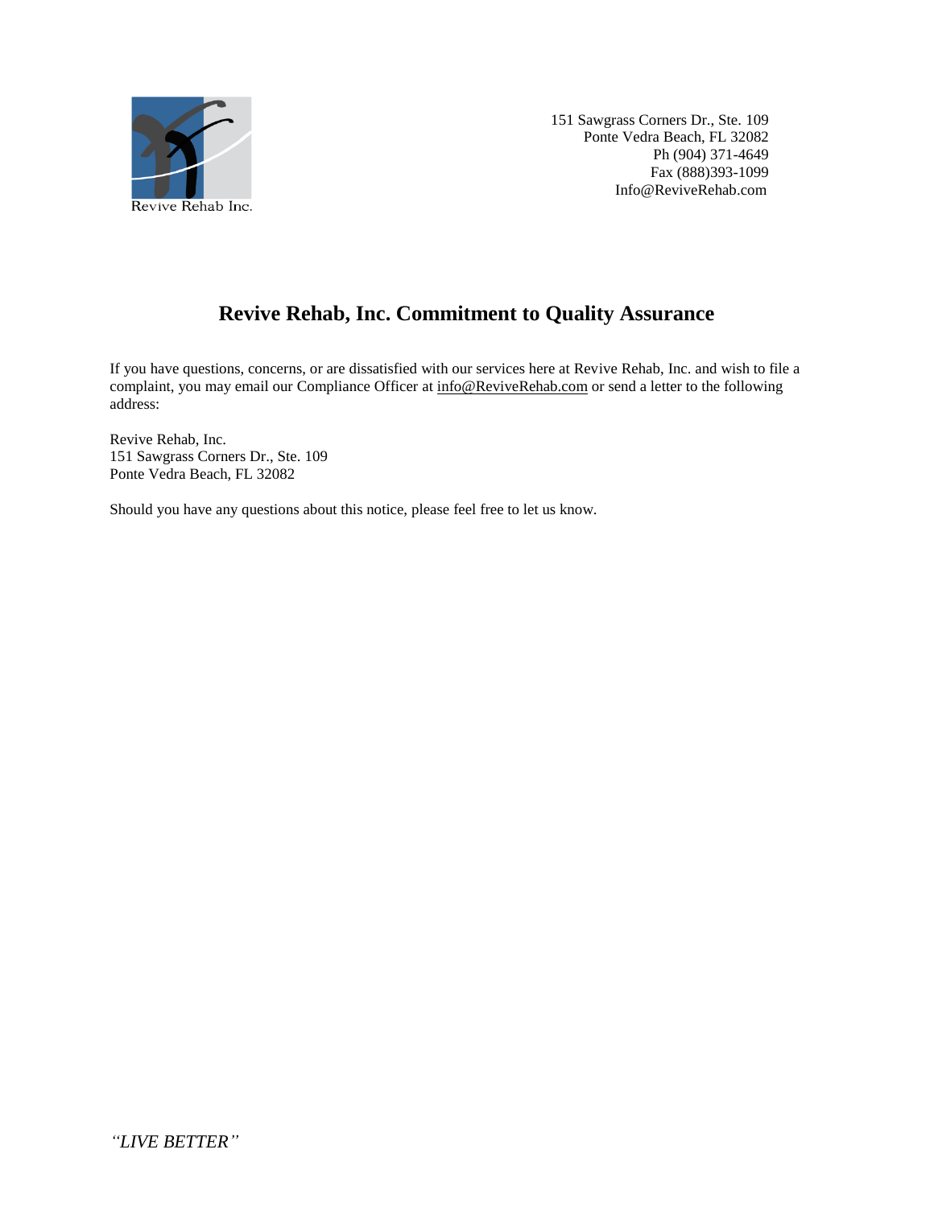Revive Rehab Inc.

151 Sawgrass Corners Dr., Ste. 109
Ponte Vedra Beach, FL 32082
Ph (904) 371-4649
Fax (888)393-1099
Info@ReviveRehab.com

# Revive Rehab, Inc. Commitment to Quality Assurance

If you have questions, concerns, or are dissatisfied with our services here at Revive Rehab, Inc. and wish to file a complaint, you may email our Compliance Officer at info@ReviveRehab.com or send a letter to the following address:

Revive Rehab, Inc.
151 Sawgrass Corners Dr., Ste. 109
Ponte Vedra Beach, FL 32082

Should you have any questions about this notice, please feel free to let us know.

*"LIVE BETTER"*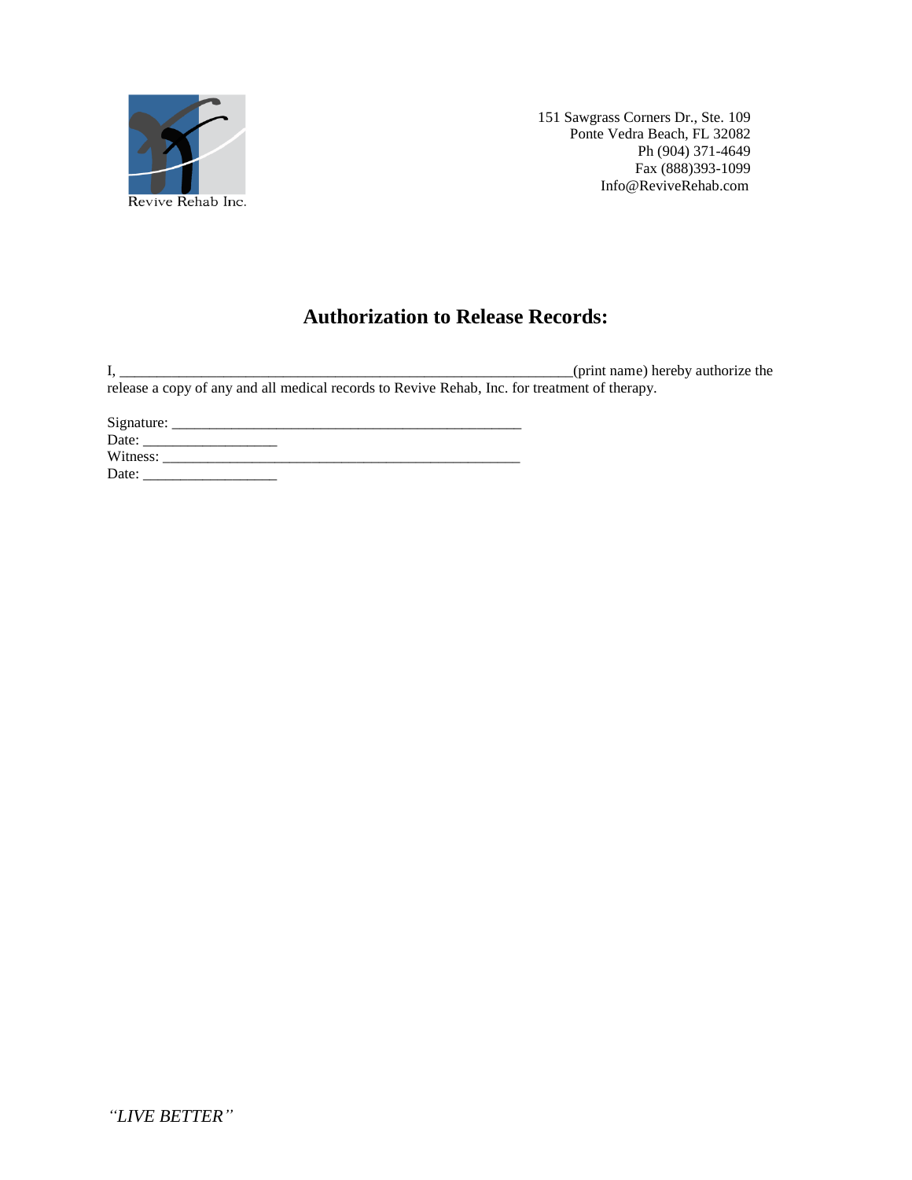Revive Rehab Inc.

151 Sawgrass Corners Dr., Ste. 109
Ponte Vedra Beach, FL 32082
Ph (904) 371-4649
Fax (888)393-1099
Info@ReviveRehab.com

# Authorization to Release Records:

I, _______________________________________________________________(print name) hereby authorize the release a copy of any and all medical records to Revive Rehab, Inc. for treatment of therapy.

Signature: ________________________________________________
Date: __________________
Witness: __________________________________________________
Date: __________________

*"LIVE BETTER"*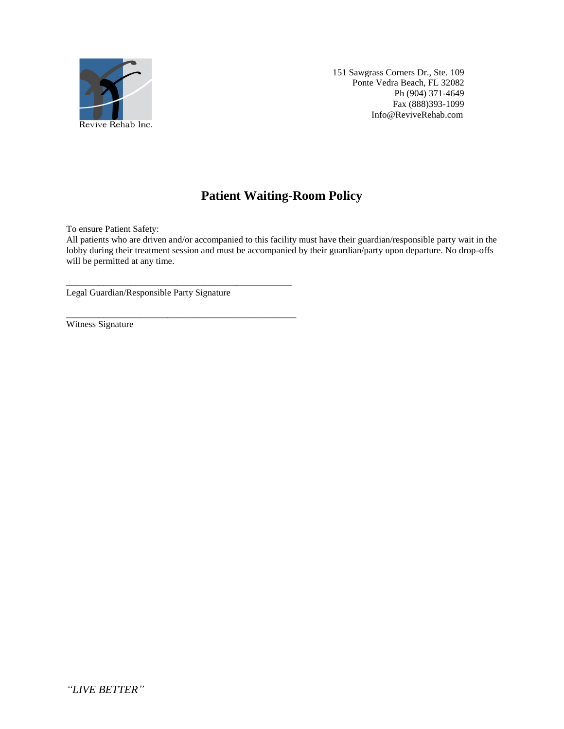Revive Rehab Inc.

151 Sawgrass Corners Dr., Ste. 109
Ponte Vedra Beach, FL 32082
Ph (904) 371-4649
Fax (888)393-1099
Info@ReviveRehab.com

# Patient Waiting-Room Policy

To ensure Patient Safety:
All patients who are driven and/or accompanied to this facility must have their guardian/responsible party wait in the lobby during their treatment session and must be accompanied by their guardian/party upon departure. No drop-offs will be permitted at any time.

\_\_\_\_\_\_\_\_\_\_\_\_\_\_\_\_\_\_\_\_\_\_\_\_\_\_\_\_\_\_\_\_\_\_\_\_\_\_\_\_\_\_\_\_\_\_\_\_\_
Legal Guardian/Responsible Party Signature

\_\_\_\_\_\_\_\_\_\_\_\_\_\_\_\_\_\_\_\_\_\_\_\_\_\_\_\_\_\_\_\_\_\_\_\_\_\_\_\_\_\_\_\_\_\_\_\_\_
Witness Signature

*"LIVE BETTER"*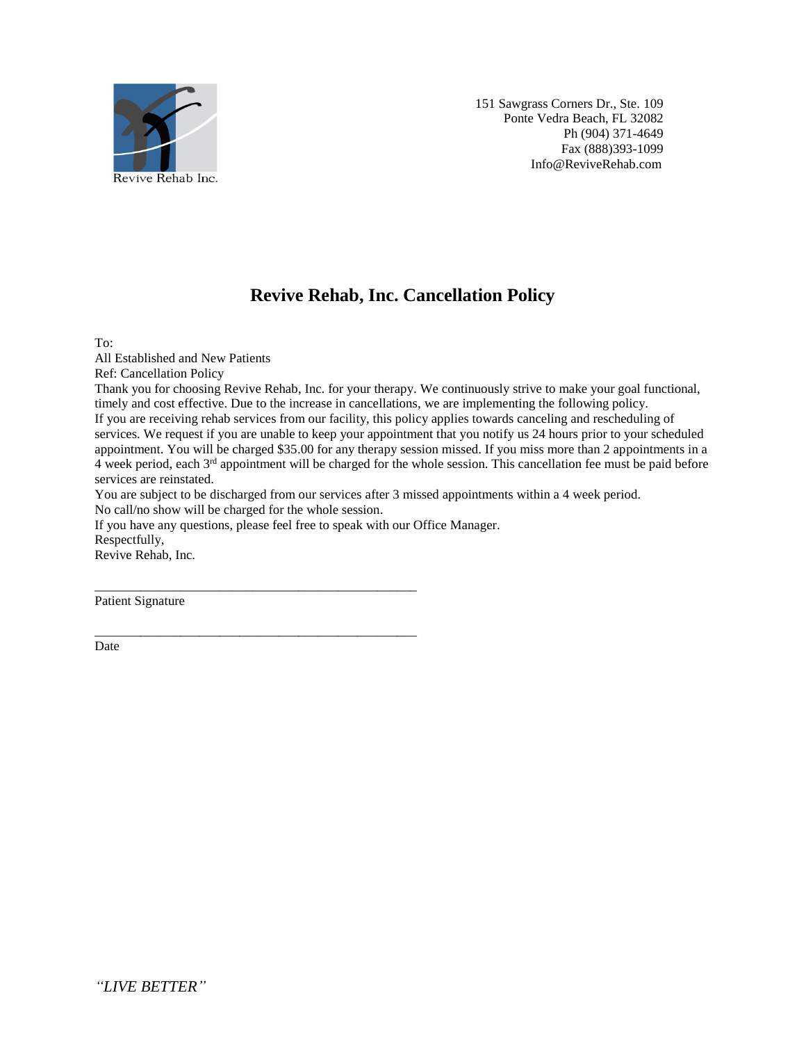Revive Rehab Inc.

151 Sawgrass Corners Dr., Ste. 109
Ponte Vedra Beach, FL 32082
Ph (904) 371-4649
Fax (888)393-1099
Info@ReviveRehab.com

# Revive Rehab, Inc. Cancellation Policy

To:
All Established and New Patients
Ref: Cancellation Policy
Thank you for choosing Revive Rehab, Inc. for your therapy. We continuously strive to make your goal functional, timely and cost effective. Due to the increase in cancellations, we are implementing the following policy.
If you are receiving rehab services from our facility, this policy applies towards canceling and rescheduling of services. We request if you are unable to keep your appointment that you notify us 24 hours prior to your scheduled appointment. You will be charged $35.00 for any therapy session missed. If you miss more than 2 appointments in a 4 week period, each 3rd appointment will be charged for the whole session. This cancellation fee must be paid before services are reinstated.
You are subject to be discharged from our services after 3 missed appointments within a 4 week period.
No call/no show will be charged for the whole session.
If you have any questions, please feel free to speak with our Office Manager.
Respectfully,
Revive Rehab, Inc.

\_\_\_\_\_\_\_\_\_\_\_\_\_\_\_\_\_\_\_\_\_\_\_\_\_\_\_\_\_\_\_\_\_\_\_\_\_\_\_\_\_\_\_\_\_\_
Patient Signature

\_\_\_\_\_\_\_\_\_\_\_\_\_\_\_\_\_\_\_\_\_\_\_\_\_\_\_\_\_\_\_\_\_\_\_\_\_\_\_\_\_\_\_\_\_\_
Date

*"LIVE BETTER"*